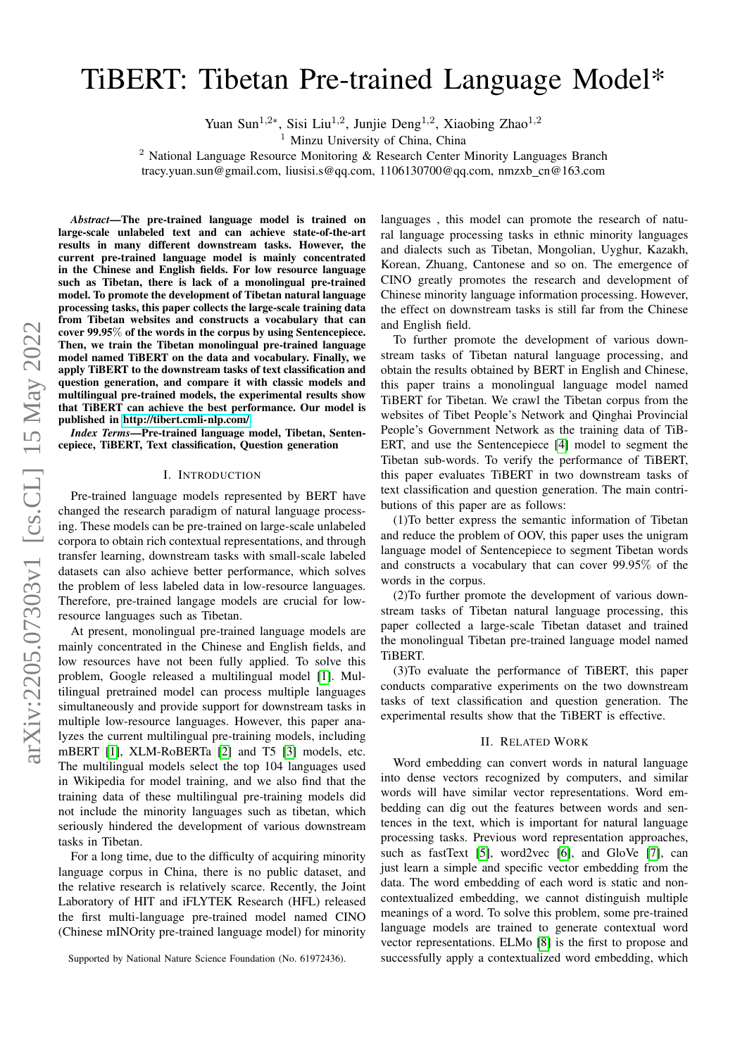# TiBERT: Tibetan Pre-trained Language Model*

Yuan Sun[1,2*], Sisi Liu[1,2], Junjie Deng[1,2], Xiaobing Zhao[1,2]

[1] Minzu University of China, China

[2] National Language Resource Monitoring & Research Center Minority Languages Branch

tracy.yuan.sun@gmail.com, liusisi.s@qq.com, 1106130700@qq.com, nmzxb_cn@163.com

***Abstract*—The pre-trained language model is trained on large-scale unlabeled text and can achieve state-of-the-art results in many different downstream tasks. However, the current pre-trained language model is mainly concentrated in the Chinese and English fields. For low resource language such as Tibetan, there is lack of a monolingual pre-trained model. To promote the development of Tibetan natural language processing tasks, this paper collects the large-scale training data from Tibetan websites and constructs a vocabulary that can cover 99.95% of the words in the corpus by using Sentencepiece. Then, we train the Tibetan monolingual pre-trained language model named TiBERT on the data and vocabulary. Finally, we apply TiBERT to the downstream tasks of text classification and question generation, and compare it with classic models and multilingual pre-trained models, the experimental results show that TiBERT can achieve the best performance. Our model is published in http://tibert.cmli-nlp.com/**

***Index Terms*—Pre-trained language model, Tibetan, Sentencepiece, TiBERT, Text classification, Question generation**

## I. Introduction

Pre-trained language models represented by BERT have changed the research paradigm of natural language processing. These models can be pre-trained on large-scale unlabeled corpora to obtain rich contextual representations, and through transfer learning, downstream tasks with small-scale labeled datasets can also achieve better performance, which solves the problem of less labeled data in low-resource languages. Therefore, pre-trained langage models are crucial for low-resource languages such as Tibetan.

At present, monolingual pre-trained language models are mainly concentrated in the Chinese and English fields, and low resources have not been fully applied. To solve this problem, Google released a multilingual model [1]. Multilingual pretrained model can process multiple languages simultaneously and provide support for downstream tasks in multiple low-resource languages. However, this paper analyzes the current multilingual pre-training models, including mBERT [1], XLM-RoBERTa [2] and T5 [3] models, etc. The multilingual models select the top 104 languages used in Wikipedia for model training, and we also find that the training data of these multilingual pre-training models did not include the minority languages such as tibetan, which seriously hindered the development of various downstream tasks in Tibetan.

For a long time, due to the difficulty of acquiring minority language corpus in China, there is no public dataset, and the relative research is relatively scarce. Recently, the Joint Laboratory of HIT and iFLYTEK Research (HFL) released the first multi-language pre-trained model named CINO (Chinese mINOrity pre-trained language model) for minority languages , this model can promote the research of natural language processing tasks in ethnic minority languages and dialects such as Tibetan, Mongolian, Uyghur, Kazakh, Korean, Zhuang, Cantonese and so on. The emergence of CINO greatly promotes the research and development of Chinese minority language information processing. However, the effect on downstream tasks is still far from the Chinese and English field.

To further promote the development of various downstream tasks of Tibetan natural language processing, and obtain the results obtained by BERT in English and Chinese, this paper trains a monolingual language model named TiBERT for Tibetan. We crawl the Tibetan corpus from the websites of Tibet People's Network and Qinghai Provincial People's Government Network as the training data of TiBERT, and use the Sentencepiece [4] model to segment the Tibetan sub-words. To verify the performance of TiBERT, this paper evaluates TiBERT in two downstream tasks of text classification and question generation. The main contributions of this paper are as follows:

(1)To better express the semantic information of Tibetan and reduce the problem of OOV, this paper uses the unigram language model of Sentencepiece to segment Tibetan words and constructs a vocabulary that can cover 99.95% of the words in the corpus.

(2)To further promote the development of various downstream tasks of Tibetan natural language processing, this paper collected a large-scale Tibetan dataset and trained the monolingual Tibetan pre-trained language model named TiBERT.

(3)To evaluate the performance of TiBERT, this paper conducts comparative experiments on the two downstream tasks of text classification and question generation. The experimental results show that the TiBERT is effective.

## II. Related Work

Word embedding can convert words in natural language into dense vectors recognized by computers, and similar words will have similar vector representations. Word embedding can dig out the features between words and sentences in the text, which is important for natural language processing tasks. Previous word representation approaches, such as fastText [5], word2vec [6], and GloVe [7], can just learn a simple and specific vector embedding from the data. The word embedding of each word is static and non-contextualized embedding, we cannot distinguish multiple meanings of a word. To solve this problem, some pre-trained language models are trained to generate contextual word vector representations. ELMo [8] is the first to propose and successfully apply a contextualized word embedding, which

Supported by National Nature Science Foundation (No. 61972436).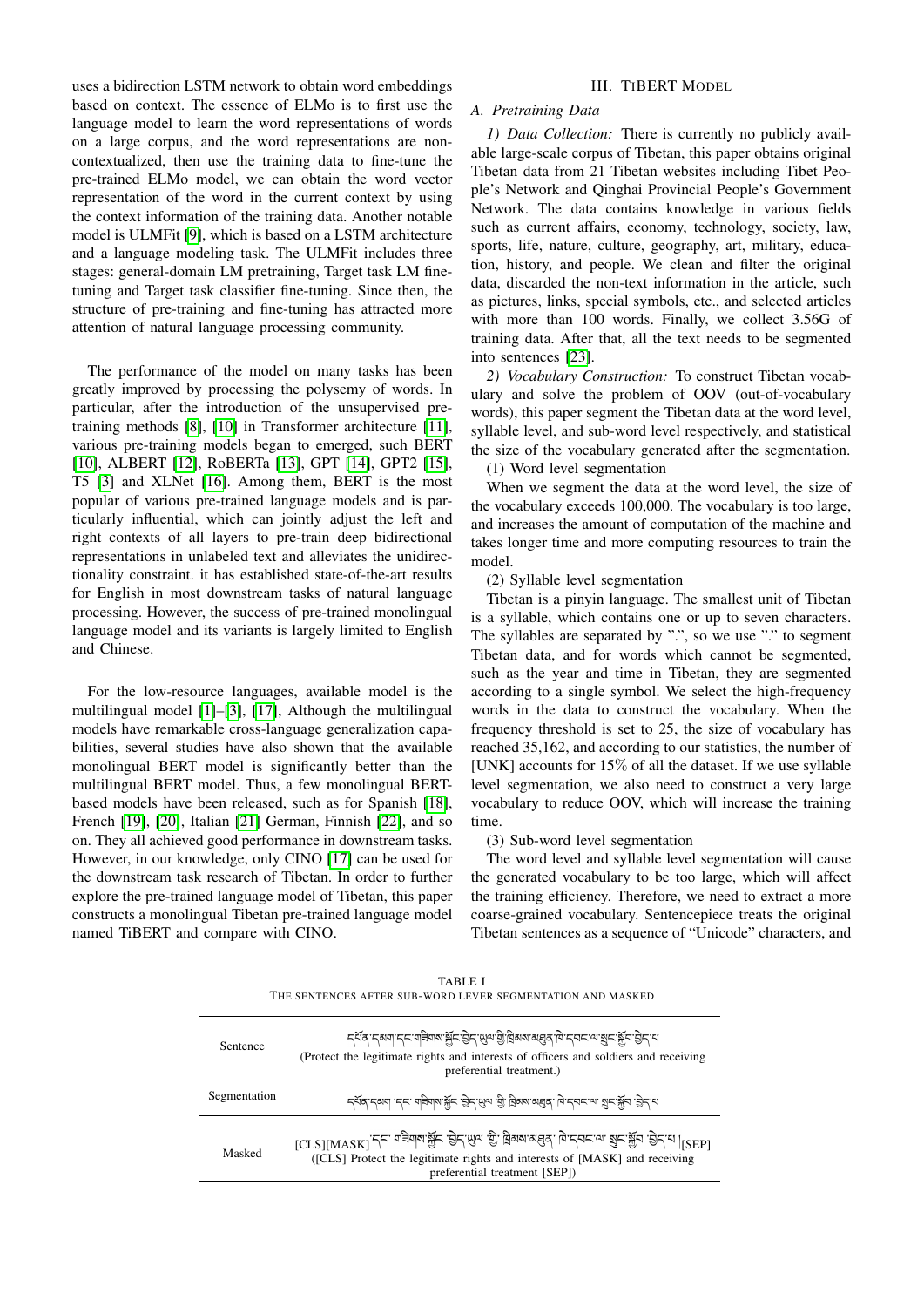uses a bidirection LSTM network to obtain word embeddings based on context. The essence of ELMo is to first use the language model to learn the word representations of words on a large corpus, and the word representations are non-contextualized, then use the training data to fine-tune the pre-trained ELMo model, we can obtain the word vector representation of the word in the current context by using the context information of the training data. Another notable model is ULMFit [9], which is based on a LSTM architecture and a language modeling task. The ULMFit includes three stages: general-domain LM pretraining, Target task LM fine-tuning and Target task classifier fine-tuning. Since then, the structure of pre-training and fine-tuning has attracted more attention of natural language processing community.

The performance of the model on many tasks has been greatly improved by processing the polysemy of words. In particular, after the introduction of the unsupervised pre-training methods [8], [10] in Transformer architecture [11], various pre-training models began to emerged, such BERT [10], ALBERT [12], RoBERTa [13], GPT [14], GPT2 [15], T5 [3] and XLNet [16]. Among them, BERT is the most popular of various pre-trained language models and is particularly influential, which can jointly adjust the left and right contexts of all layers to pre-train deep bidirectional representations in unlabeled text and alleviates the unidirectionality constraint. it has established state-of-the-art results for English in most downstream tasks of natural language processing. However, the success of pre-trained monolingual language model and its variants is largely limited to English and Chinese.

For the low-resource languages, available model is the multilingual model [1]–[3], [17], Although the multilingual models have remarkable cross-language generalization capabilities, several studies have also shown that the available monolingual BERT model is significantly better than the multilingual BERT model. Thus, a few monolingual BERT-based models have been released, such as for Spanish [18], French [19], [20], Italian [21] German, Finnish [22], and so on. They all achieved good performance in downstream tasks. However, in our knowledge, only CINO [17] can be used for the downstream task research of Tibetan. In order to further explore the pre-trained language model of Tibetan, this paper constructs a monolingual Tibetan pre-trained language model named TiBERT and compare with CINO.

## III. TiBERT Model

### A. Pretraining Data

*1) Data Collection:* There is currently no publicly available large-scale corpus of Tibetan, this paper obtains original Tibetan data from 21 Tibetan websites including Tibet People's Network and Qinghai Provincial People's Government Network. The data contains knowledge in various fields such as current affairs, economy, technology, society, law, sports, life, nature, culture, geography, art, military, education, history, and people. We clean and filter the original data, discarded the non-text information in the article, such as pictures, links, special symbols, etc., and selected articles with more than 100 words. Finally, we collect 3.56G of training data. After that, all the text needs to be segmented into sentences [23].

*2) Vocabulary Construction:* To construct Tibetan vocabulary and solve the problem of OOV (out-of-vocabulary words), this paper segment the Tibetan data at the word level, syllable level, and sub-word level respectively, and statistical the size of the vocabulary generated after the segmentation.

(1) Word level segmentation

When we segment the data at the word level, the size of the vocabulary exceeds 100,000. The vocabulary is too large, and increases the amount of computation of the machine and takes longer time and more computing resources to train the model.

(2) Syllable level segmentation

Tibetan is a pinyin language. The smallest unit of Tibetan is a syllable, which contains one or up to seven characters. The syllables are separated by ".", so we use "." to segment Tibetan data, and for words which cannot be segmented, such as the year and time in Tibetan, they are segmented according to a single symbol. We select the high-frequency words in the data to construct the vocabulary. When the frequency threshold is set to 25, the size of vocabulary has reached 35,162, and according to our statistics, the number of [UNK] accounts for 15% of all the dataset. If we use syllable level segmentation, we also need to construct a very large vocabulary to reduce OOV, which will increase the training time.

(3) Sub-word level segmentation

The word level and syllable level segmentation will cause the generated vocabulary to be too large, which will affect the training efficiency. Therefore, we need to extract a more coarse-grained vocabulary. Sentencepiece treats the original Tibetan sentences as a sequence of "Unicode" characters, and

TABLE I
THE SENTENCES AFTER SUB-WORD LEVER SEGMENTATION AND MASKED

| | |
|---|---|
| Sentence | དཔོན་དམག་དང་གཞིགས་སྐྱོང་བྱེད་ཡུལ་གྱི་ཁྲིམས་མཐུན་ཁེ་དབང་ལ་སྲུང་སྐྱོབ་བྱེད་པ (Protect the legitimate rights and interests of officers and soldiers and receiving preferential treatment.) |
| Segmentation | དཔོན་དམག ་དང་ གཞིགས་སྐྱོང་ ་བྱེད་ཡུལ ་གྱི་ ཁྲིམས་མཐུན་ ཁེ་དབང་ལ་ སྲུང་སྐྱོབ་ ་བྱེད་པ |
| Masked | [CLS][MASK] ་དང་ གཞིགས་སྐྱོང་ ་བྱེད་ཡུལ ་གྱི་ ཁྲིམས་མཐུན་ ཁེ་དབང་ལ་ སྲུང་སྐྱོབ་ ་བྱེད་པ [SEP] ([CLS] Protect the legitimate rights and interests of [MASK] and receiving preferential treatment [SEP]) |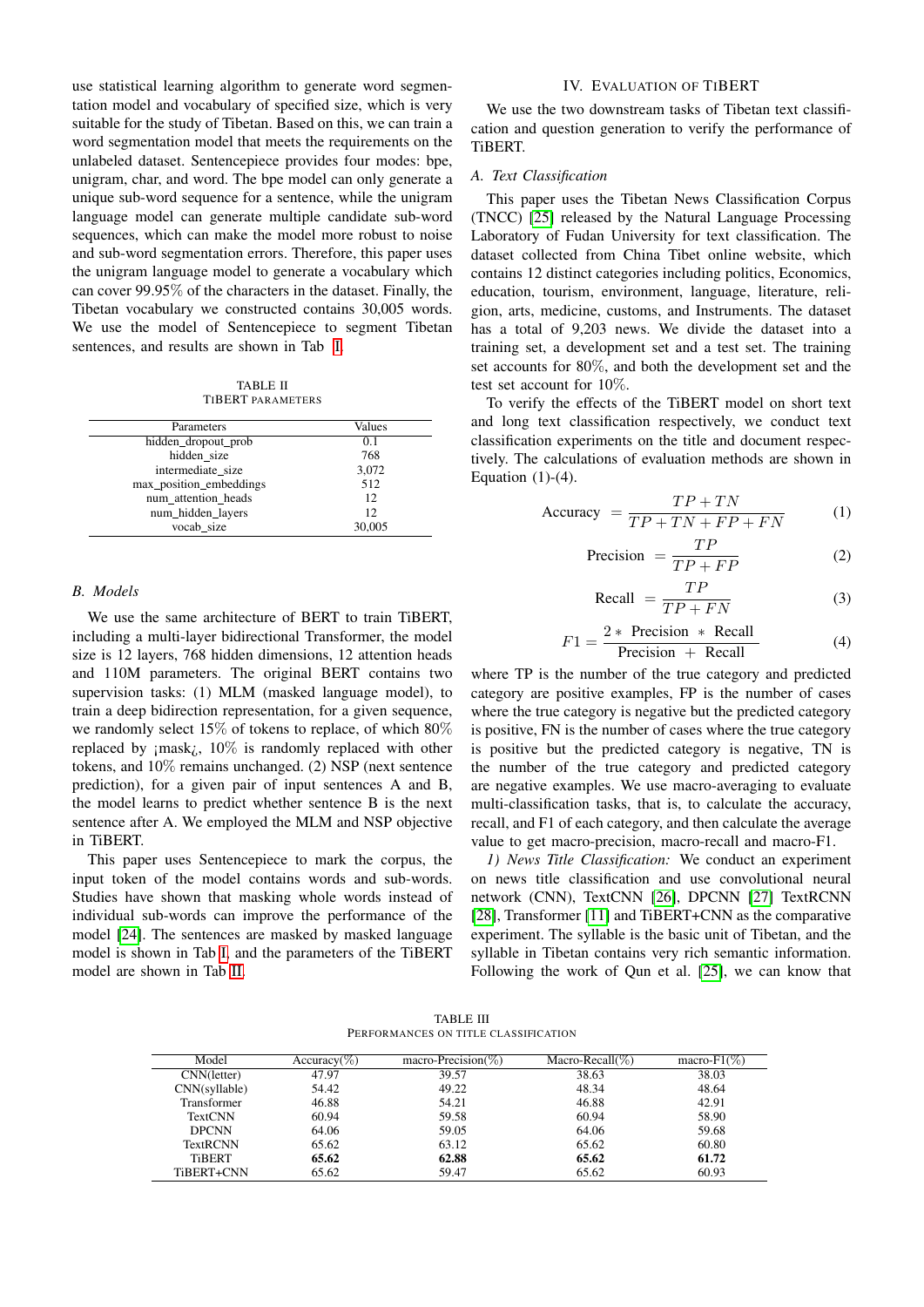use statistical learning algorithm to generate word segmentation model and vocabulary of specified size, which is very suitable for the study of Tibetan. Based on this, we can train a word segmentation model that meets the requirements on the unlabeled dataset. Sentencepiece provides four modes: bpe, unigram, char, and word. The bpe model can only generate a unique sub-word sequence for a sentence, while the unigram language model can generate multiple candidate sub-word sequences, which can make the model more robust to noise and sub-word segmentation errors. Therefore, this paper uses the unigram language model to generate a vocabulary which can cover 99.95% of the characters in the dataset. Finally, the Tibetan vocabulary we constructed contains 30,005 words. We use the model of Sentencepiece to segment Tibetan sentences, and results are shown in Tab I.

TABLE II
TiBERT PARAMETERS

| Parameters | Values |
|---|---|
| hidden_dropout_prob | 0.1 |
| hidden_size | 768 |
| intermediate_size | 3,072 |
| max_position_embeddings | 512 |
| num_attention_heads | 12 |
| num_hidden_layers | 12 |
| vocab_size | 30,005 |

### B. Models

We use the same architecture of BERT to train TiBERT, including a multi-layer bidirectional Transformer, the model size is 12 layers, 768 hidden dimensions, 12 attention heads and 110M parameters. The original BERT contains two supervision tasks: (1) MLM (masked language model), to train a deep bidirection representation, for a given sequence, we randomly select 15% of tokens to replace, of which 80% replaced by ¡mask¿, 10% is randomly replaced with other tokens, and 10% remains unchanged. (2) NSP (next sentence prediction), for a given pair of input sentences A and B, the model learns to predict whether sentence B is the next sentence after A. We employed the MLM and NSP objective in TiBERT.

This paper uses Sentencepiece to mark the corpus, the input token of the model contains words and sub-words. Studies have shown that masking whole words instead of individual sub-words can improve the performance of the model [24]. The sentences are masked by masked language model is shown in Tab I, and the parameters of the TiBERT model are shown in Tab II.

## IV. Evaluation of TiBERT

We use the two downstream tasks of Tibetan text classification and question generation to verify the performance of TiBERT.

### A. Text Classification

This paper uses the Tibetan News Classification Corpus (TNCC) [25] released by the Natural Language Processing Laboratory of Fudan University for text classification. The dataset collected from China Tibet online website, which contains 12 distinct categories including politics, Economics, education, tourism, environment, language, literature, religion, arts, medicine, customs, and Instruments. The dataset has a total of 9,203 news. We divide the dataset into a training set, a development set and a test set. The training set accounts for 80%, and both the development set and the test set account for 10%.

To verify the effects of the TiBERT model on short text and long text classification respectively, we conduct text classification experiments on the title and document respectively. The calculations of evaluation methods are shown in Equation (1)-(4).

$$\text{Accuracy} = \frac{TP + TN}{TP + TN + FP + FN} \tag{1}$$

$$\text{Precision} = \frac{TP}{TP + FP} \tag{2}$$

$$\text{Recall} = \frac{TP}{TP + FN} \tag{3}$$

$$F1 = \frac{2 * \text{ Precision } * \text{ Recall}}{\text{Precision } + \text{ Recall}} \tag{4}$$

where TP is the number of the true category and predicted category are positive examples, FP is the number of cases where the true category is negative but the predicted category is positive, FN is the number of cases where the true category is positive but the predicted category is negative, TN is the number of the true category and predicted category are negative examples. We use macro-averaging to evaluate multi-classification tasks, that is, to calculate the accuracy, recall, and F1 of each category, and then calculate the average value to get macro-precision, macro-recall and macro-F1.

*1) News Title Classification:* We conduct an experiment on news title classification and use convolutional neural network (CNN), TextCNN [26], DPCNN [27] TextRCNN [28], Transformer [11] and TiBERT+CNN as the comparative experiment. The syllable is the basic unit of Tibetan, and the syllable in Tibetan contains very rich semantic information. Following the work of Qun et al. [25], we can know that

TABLE III
PERFORMANCES ON TITLE CLASSIFICATION

| Model | Accuracy(%) | macro-Precision(%) | Macro-Recall(%) | macro-F1(%) |
|---|---|---|---|---|
| CNN(letter) | 47.97 | 39.57 | 38.63 | 38.03 |
| CNN(syllable) | 54.42 | 49.22 | 48.34 | 48.64 |
| Transformer | 46.88 | 54.21 | 46.88 | 42.91 |
| TextCNN | 60.94 | 59.58 | 60.94 | 58.90 |
| DPCNN | 64.06 | 59.05 | 64.06 | 59.68 |
| TextRCNN | 65.62 | 63.12 | 65.62 | 60.80 |
| TiBERT | **65.62** | **62.88** | **65.62** | **61.72** |
| TiBERT+CNN | 65.62 | 59.47 | 65.62 | 60.93 |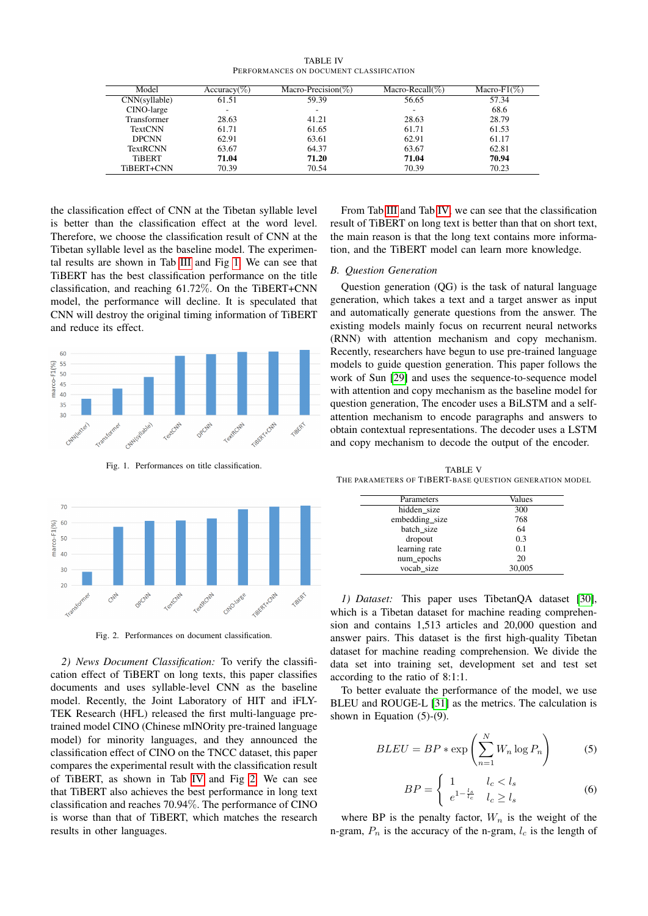TABLE IV
PERFORMANCES ON DOCUMENT CLASSIFICATION

| Model | Accuracy(%) | Macro-Precision(%) | Macro-Recall(%) | Macro-F1(%) |
|---|---|---|---|---|
| CNN(syllable) | 61.51 | 59.39 | 56.65 | 57.34 |
| CINO-large | - | - | - | 68.6 |
| Transformer | 28.63 | 41.21 | 28.63 | 28.79 |
| TextCNN | 61.71 | 61.65 | 61.71 | 61.53 |
| DPCNN | 62.91 | 63.61 | 62.91 | 61.17 |
| TextRCNN | 63.67 | 64.37 | 63.67 | 62.81 |
| TiBERT | **71.04** | **71.20** | **71.04** | **70.94** |
| TiBERT+CNN | 70.39 | 70.54 | 70.39 | 70.23 |

the classification effect of CNN at the Tibetan syllable level is better than the classification effect at the word level. Therefore, we choose the classification result of CNN at the Tibetan syllable level as the baseline model. The experimental results are shown in Tab III and Fig 1. We can see that TiBERT has the best classification performance on the title classification, and reaching 61.72%. On the TiBERT+CNN model, the performance will decline. It is speculated that CNN will destroy the original timing information of TiBERT and reduce its effect.

Fig. 1. Performances on title classification.

Fig. 2. Performances on document classification.

*2) News Document Classification:* To verify the classification effect of TiBERT on long texts, this paper classifies documents and uses syllable-level CNN as the baseline model. Recently, the Joint Laboratory of HIT and iFLYTEK Research (HFL) released the first multi-language pre-trained model CINO (Chinese mINOrity pre-trained language model) for minority languages, and they announced the classification effect of CINO on the TNCC dataset, this paper compares the experimental result with the classification result of TiBERT, as shown in Tab IV and Fig 2. We can see that TiBERT also achieves the best performance in long text classification and reaches 70.94%. The performance of CINO is worse than that of TiBERT, which matches the research results in other languages.

From Tab III and Tab IV, we can see that the classification result of TiBERT on long text is better than that on short text, the main reason is that the long text contains more information, and the TiBERT model can learn more knowledge.

### *B. Question Generation*

Question generation (QG) is the task of natural language generation, which takes a text and a target answer as input and automatically generate questions from the answer. The existing models mainly focus on recurrent neural networks (RNN) with attention mechanism and copy mechanism. Recently, researchers have begun to use pre-trained language models to guide question generation. This paper follows the work of Sun [29] and uses the sequence-to-sequence model with attention and copy mechanism as the baseline model for question generation, The encoder uses a BiLSTM and a self-attention mechanism to encode paragraphs and answers to obtain contextual representations. The decoder uses a LSTM and copy mechanism to decode the output of the encoder.

TABLE V
THE PARAMETERS OF TIBERT-BASE QUESTION GENERATION MODEL

| Parameters | Values |
|---|---|
| hidden_size | 300 |
| embedding_size | 768 |
| batch_size | 64 |
| dropout | 0.3 |
| learning rate | 0.1 |
| num_epochs | 20 |
| vocab_size | 30,005 |

*1) Dataset:* This paper uses TibetanQA dataset [30], which is a Tibetan dataset for machine reading comprehension and contains 1,513 articles and 20,000 question and answer pairs. This dataset is the first high-quality Tibetan dataset for machine reading comprehension. We divide the data set into training set, development set and test set according to the ratio of 8:1:1.

To better evaluate the performance of the model, we use BLEU and ROUGE-L [31] as the metrics. The calculation is shown in Equation (5)-(9).

$$BLEU = BP * \exp\left(\sum_{n=1}^{N} W_n \log P_n\right) \tag{5}$$

$$BP = \begin{cases} 1 & l_c < l_s \\ e^{1-\frac{l_s}{l_c}} & l_c \geq l_s \end{cases} \tag{6}$$

where BP is the penalty factor, $W_n$ is the weight of the n-gram, $P_n$ is the accuracy of the n-gram, $l_c$ is the length of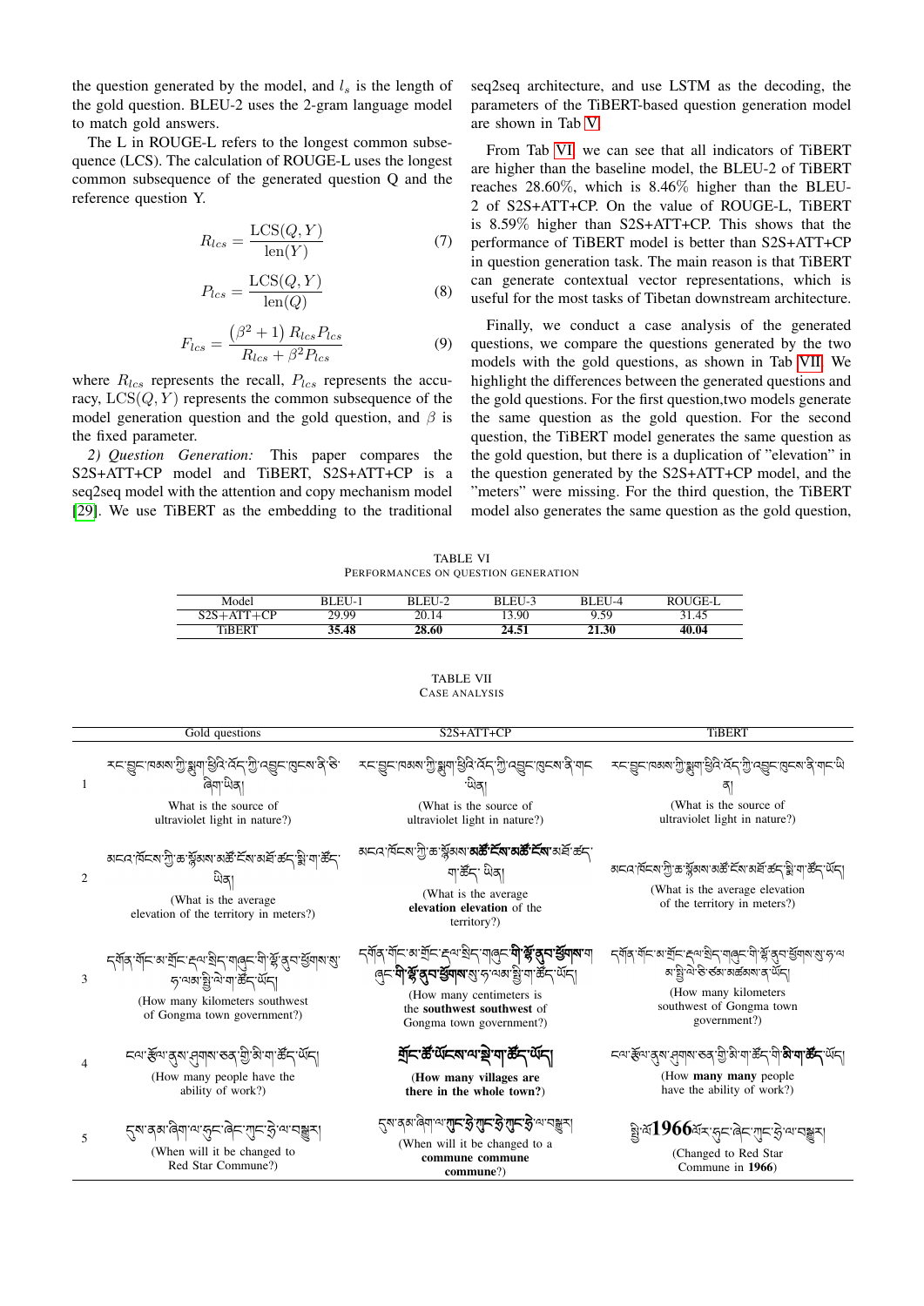the question generated by the model, and $l_s$ is the length of the gold question. BLEU-2 uses the 2-gram language model to match gold answers.

The L in ROUGE-L refers to the longest common subsequence (LCS). The calculation of ROUGE-L uses the longest common subsequence of the generated question Q and the reference question Y.

$$R_{lcs} = \frac{\mathrm{LCS}(Q, Y)}{\mathrm{len}(Y)} \tag{7}$$

$$P_{lcs} = \frac{\mathrm{LCS}(Q, Y)}{\mathrm{len}(Q)} \tag{8}$$

$$F_{lcs} = \frac{\left(\beta^2 + 1\right) R_{lcs} P_{lcs}}{R_{lcs} + \beta^2 P_{lcs}} \tag{9}$$

where $R_{lcs}$ represents the recall, $P_{lcs}$ represents the accuracy, $\mathrm{LCS}(Q, Y)$ represents the common subsequence of the model generation question and the gold question, and $\beta$ is the fixed parameter.

*2) Question Generation:* This paper compares the S2S+ATT+CP model and TiBERT, S2S+ATT+CP is a seq2seq model with the attention and copy mechanism model [29]. We use TiBERT as the embedding to the traditional seq2seq architecture, and use LSTM as the decoding, the parameters of the TiBERT-based question generation model are shown in Tab V.

From Tab VI, we can see that all indicators of TiBERT are higher than the baseline model, the BLEU-2 of TiBERT reaches 28.60%, which is 8.46% higher than the BLEU-2 of S2S+ATT+CP. On the value of ROUGE-L, TiBERT is 8.59% higher than S2S+ATT+CP. This shows that the performance of TiBERT model is better than S2S+ATT+CP in question generation task. The main reason is that TiBERT can generate contextual vector representations, which is useful for the most tasks of Tibetan downstream architecture.

Finally, we conduct a case analysis of the generated questions, we compare the questions generated by the two models with the gold questions, as shown in Tab VII. We highlight the differences between the generated questions and the gold questions. For the first question,two models generate the same question as the gold question. For the second question, the TiBERT model generates the same question as the gold question, but there is a duplication of "elevation" in the question generated by the S2S+ATT+CP model, and the "meters" were missing. For the third question, the TiBERT model also generates the same question as the gold question,

TABLE VI
PERFORMANCES ON QUESTION GENERATION

| Model | BLEU-1 | BLEU-2 | BLEU-3 | BLEU-4 | ROUGE-L |
|---|---|---|---|---|---|
| S2S+ATT+CP | 29.99 | 20.14 | 13.90 | 9.59 | 31.45 |
| TiBERT | **35.48** | **28.60** | **24.51** | **21.30** | **40.04** |

TABLE VII
CASE ANALYSIS

| | Gold questions | S2S+ATT+CP | TiBERT |
|---|---|---|---|
| 1 | རང་བྱུང་ཁམས་ཀྱི་སྨུག་ཕྱིའི་འོད་ཀྱི་འབྱུང་ཁུངས་ནི་ཅི་ཞིག་ཡིན། (What is the source of ultraviolet light in nature?) | རང་བྱུང་ཁམས་ཀྱི་སྨུག་ཕྱིའི་འོད་ཀྱི་འབྱུང་ཁུངས་ནི་གང་ཡིན། (What is the source of ultraviolet light in nature?) | རང་བྱུང་ཁམས་ཀྱི་སྨུག་ཕྱིའི་འོད་ཀྱི་འབྱུང་ཁུངས་ནི་གང་ཡིན། (What is the source of ultraviolet light in nature?) |
| 2 | མངའ་ཁོངས་ཀྱི་ཆ་སྙོམས་མཚོ་ངོས་མཐོ་ཚད་སྨི་ག་ཚོད་ཡིན། (What is the average elevation of the territory in meters?) | མངའ་ཁོངས་ཀྱི་ཆ་སྙོམས་**མཚོ་ངོས་མཚོ་ངོས་**མཐོ་ཚད་ག་ཚོད་ཡིན། (What is the average **elevation elevation** of the territory?) | མངའ་ཁོངས་ཀྱི་ཆ་སྙོམས་མཚོ་ངོས་མཐོ་ཚད་སྨི་ག་ཚོད་ཡོད། (What is the average elevation of the territory in meters?) |
| 3 | དགོན་པོ་ང་མ་གྲོང་རྡལ་སྲིད་གཞུང་གི་ལྷོ་ནུབ་ཕྱོགས་སུ་ཏ་ལས་སྤྱི་ལེ་ག་ཚོད་ཡོད། (How many kilometers southwest of Gongma town government?) | དགོན་པོ་ང་མ་གྲོང་རྡལ་སྲིད་གཞུང་**གི་ལྷོ་ནུབ་ཕྱོགས་**ག་ཞུང་**གི་ལྷོ་ནུབ་ཕྱོགས་**སུ་ཏ་ལས་སྦྱི་ག་ཚོད་ཡོད། (How many centimeters is the **southwest southwest** of Gongma town government?) | དགོན་པོ་ང་མ་གྲོང་རྡལ་སྲིད་གཞུང་གི་ལྷོ་ནུབ་ཕྱོགས་སུ་ཏ་ལ་མ་སྤྱི་ལེ་ཅི་ཙམ་མཚམས་ན་ཡོད། (How many kilometers southwest of Gongma town government?) |
| 4 | ངལ་རྩོལ་ནུས་ཤུགས་ཅན་གྱི་མི་ག་ཚོད་ཡོད། (How many people have the ability of work?) | **གྲོང་ཚོ་ཡོངས་ལ་སྡེ་ག་ཚོད་ཡོད།** (**How many villages are there in the whole town?**) | ངལ་རྩོལ་ནུས་ཤུགས་ཅན་གྱི་མི་ག་ཚོད་གི་**མི་ག་ཚོད་**ཡོད། (How **many many** people have the ability of work?) |
| 5 | དུས་ནམ་ཞིག་ལ་དམར་ཞིང་ཀུང་ཧྲེ་ལ་བསྒྱུར། (When will it be changed to Red Star Commune?) | དུས་ནམ་ཞིག་ལ་**ཀུང་ཧྲེ་ཀུང་ཧྲེ་ཀུང་ཧྲེ་**ལ་བསྒྱུར། (When will it be changed to a **commune commune commune**?) | ཕྱི་ལོ་**1966**ལོར་དམར་ཞིང་ཀུང་ཧྲེ་ལ་བསྒྱུར། (Changed to Red Star Commune in **1966**) |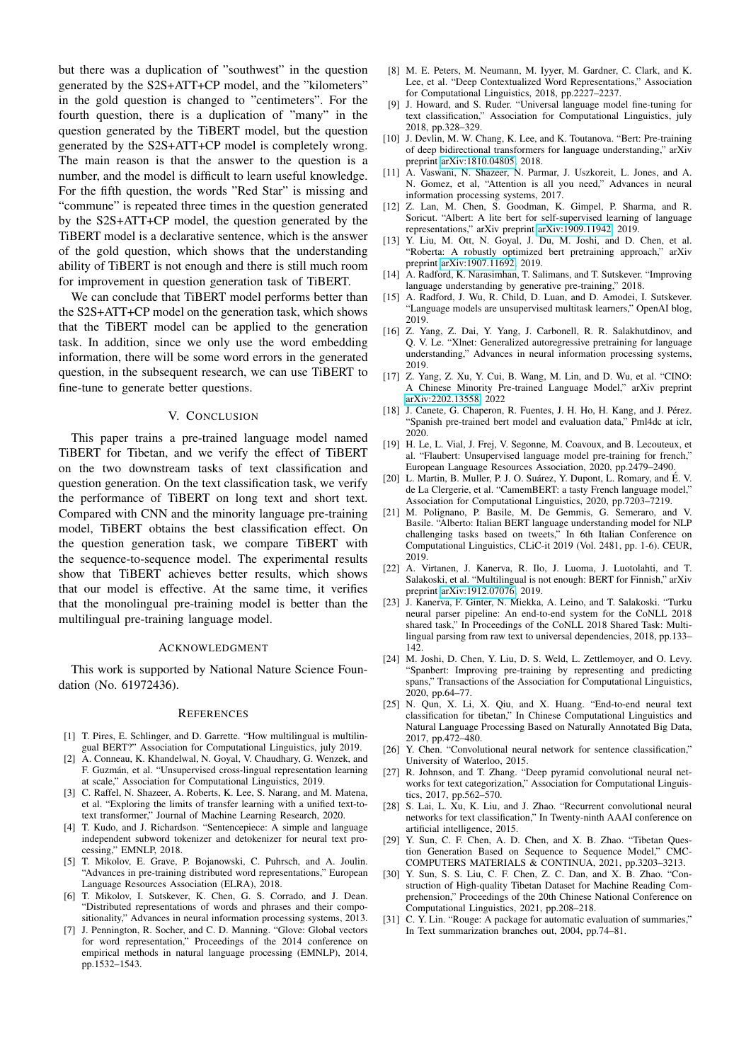but there was a duplication of "southwest" in the question generated by the S2S+ATT+CP model, and the "kilometers" in the gold question is changed to "centimeters". For the fourth question, there is a duplication of "many" in the question generated by the TiBERT model, but the question generated by the S2S+ATT+CP model is completely wrong. The main reason is that the answer to the question is a number, and the model is difficult to learn useful knowledge. For the fifth question, the words "Red Star" is missing and "commune" is repeated three times in the question generated by the S2S+ATT+CP model, the question generated by the TiBERT model is a declarative sentence, which is the answer of the gold question, which shows that the understanding ability of TiBERT is not enough and there is still much room for improvement in question generation task of TiBERT.

We can conclude that TiBERT model performs better than the S2S+ATT+CP model on the generation task, which shows that the TiBERT model can be applied to the generation task. In addition, since we only use the word embedding information, there will be some word errors in the generated question, in the subsequent research, we can use TiBERT to fine-tune to generate better questions.

## V. Conclusion

This paper trains a pre-trained language model named TiBERT for Tibetan, and we verify the effect of TiBERT on the two downstream tasks of text classification and question generation. On the text classification task, we verify the performance of TiBERT on long text and short text. Compared with CNN and the minority language pre-training model, TiBERT obtains the best classification effect. On the question generation task, we compare TiBERT with the sequence-to-sequence model. The experimental results show that TiBERT achieves better results, which shows that our model is effective. At the same time, it verifies that the monolingual pre-training model is better than the multilingual pre-training language model.

## Acknowledgment

This work is supported by National Nature Science Foundation (No. 61972436).

## References

[1] T. Pires, E. Schlinger, and D. Garrette. "How multilingual is multilingual BERT?" Association for Computational Linguistics, july 2019.

[2] A. Conneau, K. Khandelwal, N. Goyal, V. Chaudhary, G. Wenzek, and F. Guzmán, et al. "Unsupervised cross-lingual representation learning at scale," Association for Computational Linguistics, 2019.

[3] C. Raffel, N. Shazeer, A. Roberts, K. Lee, S. Narang, and M. Matena, et al. "Exploring the limits of transfer learning with a unified text-to-text transformer," Journal of Machine Learning Research, 2020.

[4] T. Kudo, and J. Richardson. "Sentencepiece: A simple and language independent subword tokenizer and detokenizer for neural text processing," EMNLP, 2018.

[5] T. Mikolov, E. Grave, P. Bojanowski, C. Puhrsch, and A. Joulin. "Advances in pre-training distributed word representations," European Language Resources Association (ELRA), 2018.

[6] T. Mikolov, I. Sutskever, K. Chen, G. S. Corrado, and J. Dean. "Distributed representations of words and phrases and their compositionality," Advances in neural information processing systems, 2013.

[7] J. Pennington, R. Socher, and C. D. Manning. "Glove: Global vectors for word representation," Proceedings of the 2014 conference on empirical methods in natural language processing (EMNLP), 2014, pp.1532–1543.

[8] M. E. Peters, M. Neumann, M. Iyyer, M. Gardner, C. Clark, and K. Lee, et al. "Deep Contextualized Word Representations," Association for Computational Linguistics, 2018, pp.2227–2237.

[9] J. Howard, and S. Ruder. "Universal language model fine-tuning for text classification," Association for Computational Linguistics, july 2018, pp.328–329.

[10] J. Devlin, M. W. Chang, K. Lee, and K. Toutanova. "Bert: Pre-training of deep bidirectional transformers for language understanding," arXiv preprint arXiv:1810.04805, 2018.

[11] A. Vaswani, N. Shazeer, N. Parmar, J. Uszkoreit, L. Jones, and A. N. Gomez, et al, "Attention is all you need," Advances in neural information processing systems, 2017.

[12] Z. Lan, M. Chen, S. Goodman, K. Gimpel, P. Sharma, and R. Soricut. "Albert: A lite bert for self-supervised learning of language representations," arXiv preprint arXiv:1909.11942, 2019.

[13] Y. Liu, M. Ott, N. Goyal, J. Du, M. Joshi, and D. Chen, et al. "Roberta: A robustly optimized bert pretraining approach," arXiv preprint arXiv:1907.11692, 2019.

[14] A. Radford, K. Narasimhan, T. Salimans, and T. Sutskever. "Improving language understanding by generative pre-training," 2018.

[15] A. Radford, J. Wu, R. Child, D. Luan, and D. Amodei, I. Sutskever. "Language models are unsupervised multitask learners," OpenAI blog, 2019.

[16] Z. Yang, Z. Dai, Y. Yang, J. Carbonell, R. R. Salakhutdinov, and Q. V. Le. "Xlnet: Generalized autoregressive pretraining for language understanding," Advances in neural information processing systems, 2019.

[17] Z. Yang, Z. Xu, Y. Cui, B. Wang, M. Lin, and D. Wu, et al. "CINO: A Chinese Minority Pre-trained Language Model," arXiv preprint arXiv:2202.13558, 2022

[18] J. Canete, G. Chaperon, R. Fuentes, J. H. Ho, H. Kang, and J. Pérez. "Spanish pre-trained bert model and evaluation data," Pml4dc at iclr, 2020.

[19] H. Le, L. Vial, J. Frej, V. Segonne, M. Coavoux, and B. Lecouteux, et al. "Flaubert: Unsupervised language model pre-training for french," European Language Resources Association, 2020, pp.2479–2490.

[20] L. Martin, B. Muller, P. J. O. Suárez, Y. Dupont, L. Romary, and É. V. de La Clergerie, et al. "CamemBERT: a tasty French language model," Association for Computational Linguistics, 2020, pp.7203–7219.

[21] M. Polignano, P. Basile, M. De Gemmis, G. Semeraro, and V. Basile. "Alberto: Italian BERT language understanding model for NLP challenging tasks based on tweets," In 6th Italian Conference on Computational Linguistics, CLiC-it 2019 (Vol. 2481, pp. 1-6). CEUR, 2019.

[22] A. Virtanen, J. Kanerva, R. Ilo, J. Luoma, J. Luotolahti, and T. Salakoski, et al. "Multilingual is not enough: BERT for Finnish," arXiv preprint arXiv:1912.07076, 2019.

[23] J. Kanerva, F. Ginter, N. Miekka, A. Leino, and T. Salakoski. "Turku neural parser pipeline: An end-to-end system for the CoNLL 2018 shared task," In Proceedings of the CoNLL 2018 Shared Task: Multilingual parsing from raw text to universal dependencies, 2018, pp.133–142.

[24] M. Joshi, D. Chen, Y. Liu, D. S. Weld, L. Zettlemoyer, and O. Levy. "Spanbert: Improving pre-training by representing and predicting spans," Transactions of the Association for Computational Linguistics, 2020, pp.64–77.

[25] N. Qun, X. Li, X. Qiu, and X. Huang. "End-to-end neural text classification for tibetan," In Chinese Computational Linguistics and Natural Language Processing Based on Naturally Annotated Big Data, 2017, pp.472–480.

[26] Y. Chen. "Convolutional neural network for sentence classification," University of Waterloo, 2015.

[27] R. Johnson, and T. Zhang. "Deep pyramid convolutional neural networks for text categorization," Association for Computational Linguistics, 2017, pp.562–570.

[28] S. Lai, L. Xu, K. Liu, and J. Zhao. "Recurrent convolutional neural networks for text classification," In Twenty-ninth AAAI conference on artificial intelligence, 2015.

[29] Y. Sun, C. F. Chen, A. D. Chen, and X. B. Zhao. "Tibetan Question Generation Based on Sequence to Sequence Model," CMC-COMPUTERS MATERIALS & CONTINUA, 2021, pp.3203–3213.

[30] Y. Sun, S. S. Liu, C. F. Chen, Z. C. Dan, and X. B. Zhao. "Construction of High-quality Tibetan Dataset for Machine Reading Comprehension," Proceedings of the 20th Chinese National Conference on Computational Linguistics, 2021, pp.208–218.

[31] C. Y. Lin. "Rouge: A package for automatic evaluation of summaries," In Text summarization branches out, 2004, pp.74–81.